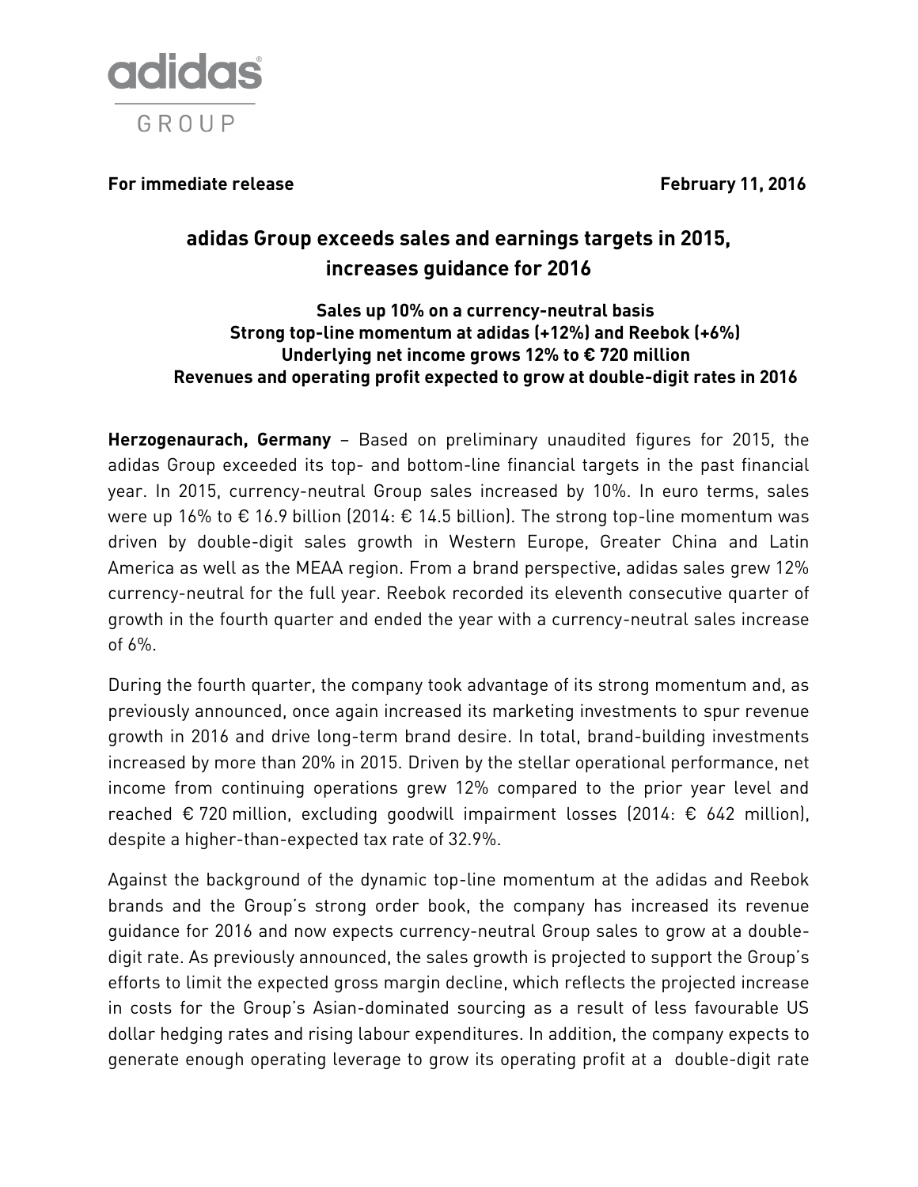adidas GROUP

**For immediate release** **February 11, 2016**

# adidas Group exceeds sales and earnings targets in 2015, increases guidance for 2016

**Sales up 10% on a currency-neutral basis**
**Strong top-line momentum at adidas (+12%) and Reebok (+6%)**
**Underlying net income grows 12% to € 720 million**
**Revenues and operating profit expected to grow at double-digit rates in 2016**

**Herzogenaurach, Germany** – Based on preliminary unaudited figures for 2015, the adidas Group exceeded its top- and bottom-line financial targets in the past financial year. In 2015, currency-neutral Group sales increased by 10%. In euro terms, sales were up 16% to € 16.9 billion (2014: € 14.5 billion). The strong top-line momentum was driven by double-digit sales growth in Western Europe, Greater China and Latin America as well as the MEAA region. From a brand perspective, adidas sales grew 12% currency-neutral for the full year. Reebok recorded its eleventh consecutive quarter of growth in the fourth quarter and ended the year with a currency-neutral sales increase of 6%.

During the fourth quarter, the company took advantage of its strong momentum and, as previously announced, once again increased its marketing investments to spur revenue growth in 2016 and drive long-term brand desire. In total, brand-building investments increased by more than 20% in 2015. Driven by the stellar operational performance, net income from continuing operations grew 12% compared to the prior year level and reached € 720 million, excluding goodwill impairment losses (2014: € 642 million), despite a higher-than-expected tax rate of 32.9%.

Against the background of the dynamic top-line momentum at the adidas and Reebok brands and the Group's strong order book, the company has increased its revenue guidance for 2016 and now expects currency-neutral Group sales to grow at a double-digit rate. As previously announced, the sales growth is projected to support the Group's efforts to limit the expected gross margin decline, which reflects the projected increase in costs for the Group's Asian-dominated sourcing as a result of less favourable US dollar hedging rates and rising labour expenditures. In addition, the company expects to generate enough operating leverage to grow its operating profit at a double-digit rate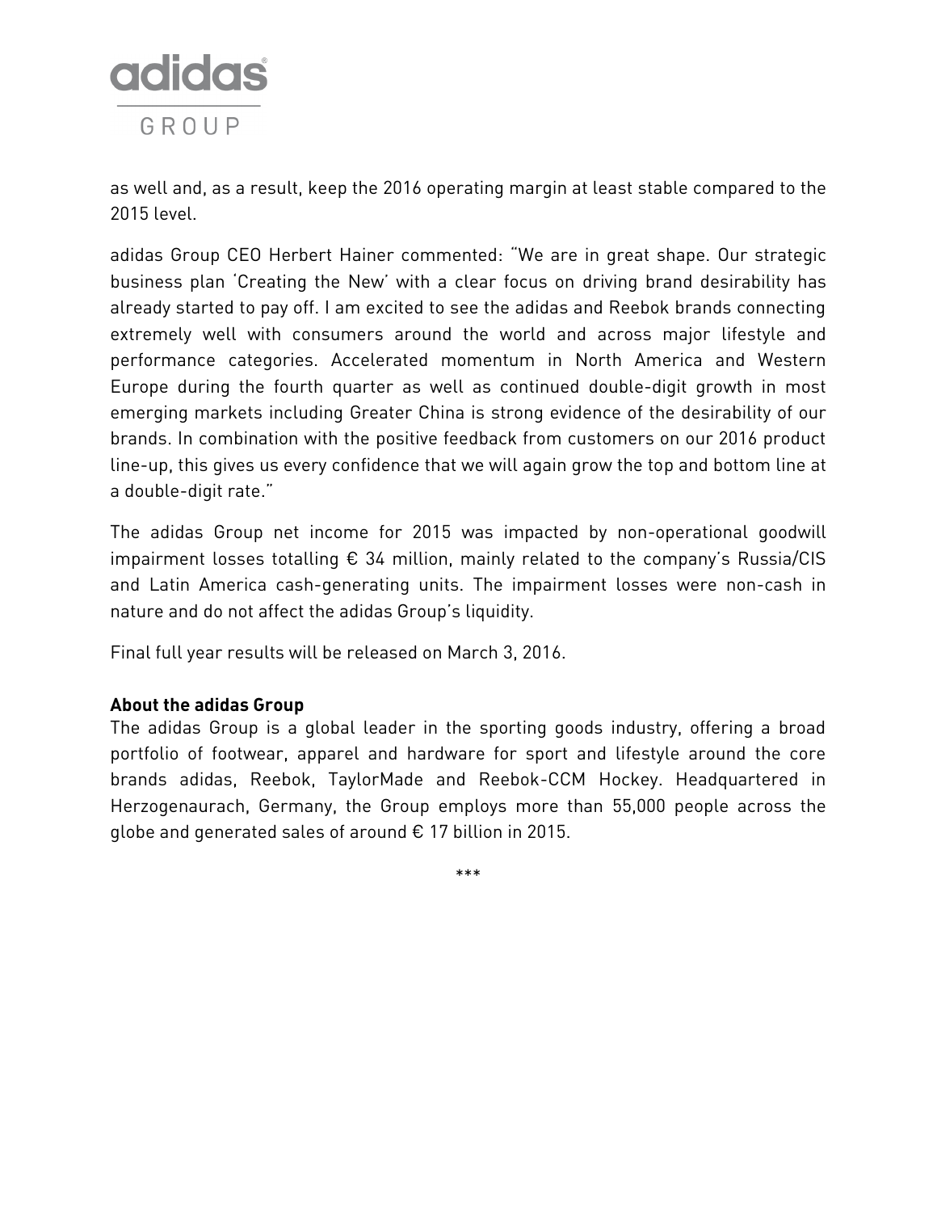as well and, as a result, keep the 2016 operating margin at least stable compared to the 2015 level.

adidas Group CEO Herbert Hainer commented: "We are in great shape. Our strategic business plan 'Creating the New' with a clear focus on driving brand desirability has already started to pay off. I am excited to see the adidas and Reebok brands connecting extremely well with consumers around the world and across major lifestyle and performance categories. Accelerated momentum in North America and Western Europe during the fourth quarter as well as continued double-digit growth in most emerging markets including Greater China is strong evidence of the desirability of our brands. In combination with the positive feedback from customers on our 2016 product line-up, this gives us every confidence that we will again grow the top and bottom line at a double-digit rate."

The adidas Group net income for 2015 was impacted by non-operational goodwill impairment losses totalling € 34 million, mainly related to the company's Russia/CIS and Latin America cash-generating units. The impairment losses were non-cash in nature and do not affect the adidas Group's liquidity.

Final full year results will be released on March 3, 2016.

**About the adidas Group**
The adidas Group is a global leader in the sporting goods industry, offering a broad portfolio of footwear, apparel and hardware for sport and lifestyle around the core brands adidas, Reebok, TaylorMade and Reebok-CCM Hockey. Headquartered in Herzogenaurach, Germany, the Group employs more than 55,000 people across the globe and generated sales of around € 17 billion in 2015.

***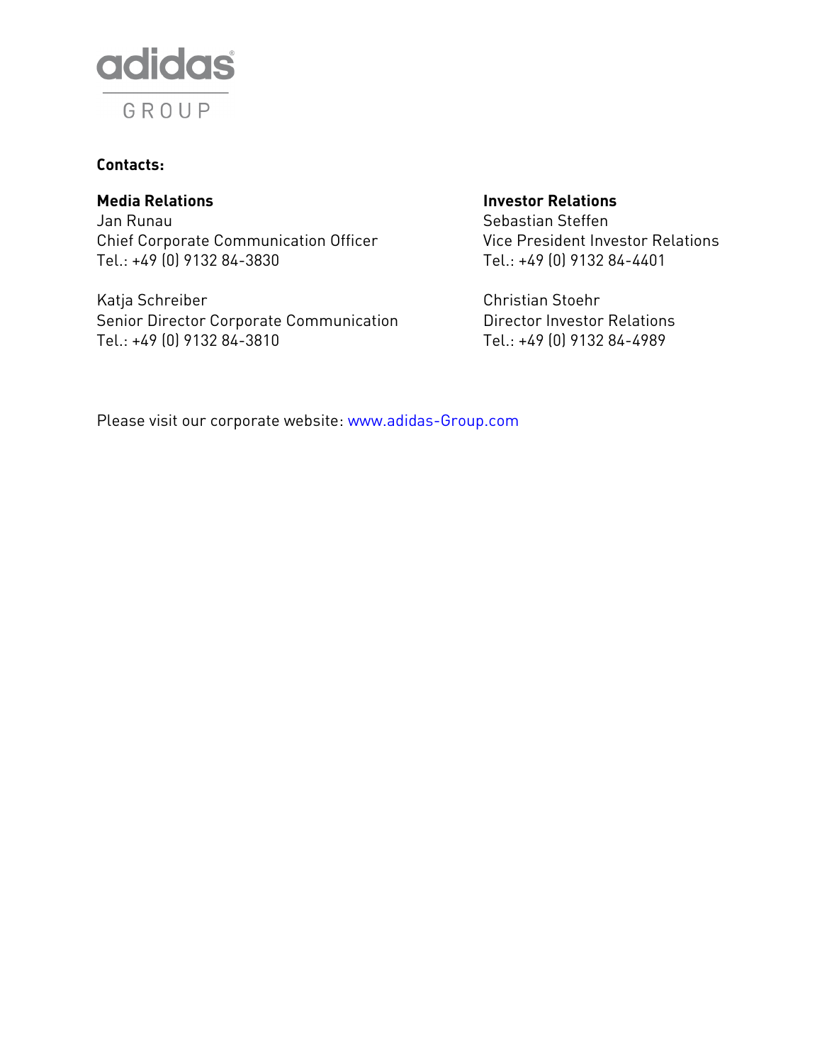**Contacts:**

**Media Relations**
Jan Runau
Chief Corporate Communication Officer
Tel.: +49 (0) 9132 84-3830

Katja Schreiber
Senior Director Corporate Communication
Tel.: +49 (0) 9132 84-3810

**Investor Relations**
Sebastian Steffen
Vice President Investor Relations
Tel.: +49 (0) 9132 84-4401

Christian Stoehr
Director Investor Relations
Tel.: +49 (0) 9132 84-4989

Please visit our corporate website: www.adidas-Group.com